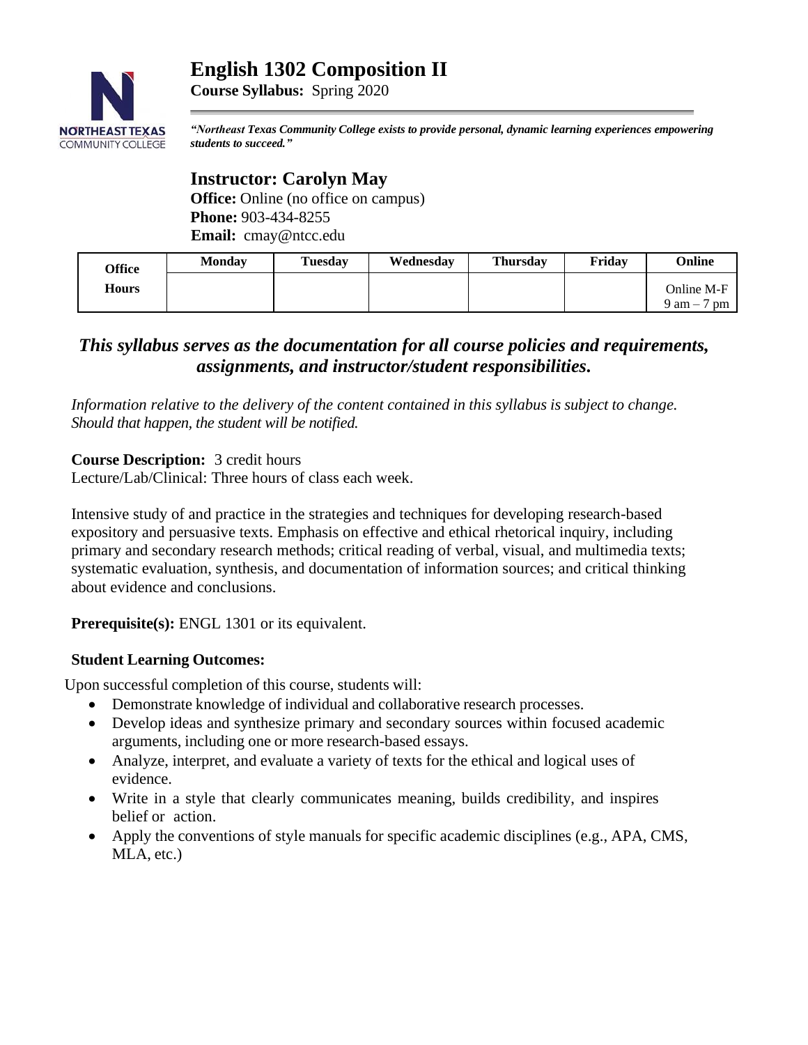# English 1302 Composition II

**Course Syllabus:** Spring 2020

***"Northeast Texas Community College exists to provide personal, dynamic learning experiences empowering students to succeed."***

## Instructor: Carolyn May

**Office:** Online (no office on campus)
**Phone:** 903-434-8255
**Email:** cmay@ntcc.edu

| Office Hours | Monday | Tuesday | Wednesday | Thursday | Friday | Online |
|---|---|---|---|---|---|---|
| | | | | | | Online M-F 9 am – 7 pm |

### *This syllabus serves as the documentation for all course policies and requirements, assignments, and instructor/student responsibilities.*

*Information relative to the delivery of the content contained in this syllabus is subject to change. Should that happen, the student will be notified.*

**Course Description:** 3 credit hours
Lecture/Lab/Clinical: Three hours of class each week.

Intensive study of and practice in the strategies and techniques for developing research-based expository and persuasive texts. Emphasis on effective and ethical rhetorical inquiry, including primary and secondary research methods; critical reading of verbal, visual, and multimedia texts; systematic evaluation, synthesis, and documentation of information sources; and critical thinking about evidence and conclusions.

**Prerequisite(s):** ENGL 1301 or its equivalent.

**Student Learning Outcomes:**

Upon successful completion of this course, students will:

- Demonstrate knowledge of individual and collaborative research processes.
- Develop ideas and synthesize primary and secondary sources within focused academic arguments, including one or more research-based essays.
- Analyze, interpret, and evaluate a variety of texts for the ethical and logical uses of evidence.
- Write in a style that clearly communicates meaning, builds credibility, and inspires belief or action.
- Apply the conventions of style manuals for specific academic disciplines (e.g., APA, CMS, MLA, etc.)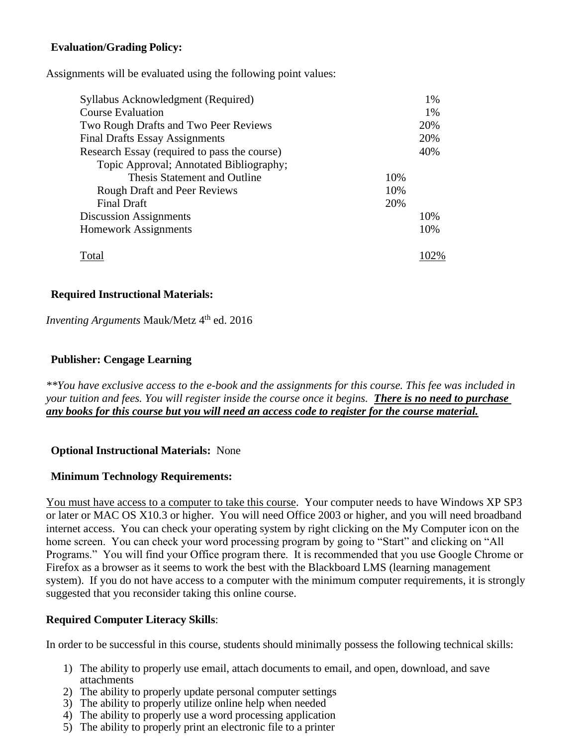**Evaluation/Grading Policy:**

Assignments will be evaluated using the following point values:

| | | |
|---|---|---|
| Syllabus Acknowledgment (Required) | | 1% |
| Course Evaluation | | 1% |
| Two Rough Drafts and Two Peer Reviews | | 20% |
| Final Drafts Essay Assignments | | 20% |
| Research Essay (required to pass the course) | | 40% |
| Topic Approval; Annotated Bibliography; Thesis Statement and Outline | 10% | |
| Rough Draft and Peer Reviews | 10% | |
| Final Draft | 20% | |
| Discussion Assignments | | 10% |
| Homework Assignments | | 10% |
| Total | | 102% |

**Required Instructional Materials:**

*Inventing Arguments* Mauk/Metz 4th ed. 2016

**Publisher: Cengage Learning**

***You have exclusive access to the e-book and the assignments for this course. This fee was included in your tuition and fees. You will register inside the course once it begins.* ***There is no need to purchase any books for this course but you will need an access code to register for the course material.***

**Optional Instructional Materials:** None

**Minimum Technology Requirements:**

You must have access to a computer to take this course. Your computer needs to have Windows XP SP3 or later or MAC OS X10.3 or higher. You will need Office 2003 or higher, and you will need broadband internet access. You can check your operating system by right clicking on the My Computer icon on the home screen. You can check your word processing program by going to "Start" and clicking on "All Programs." You will find your Office program there. It is recommended that you use Google Chrome or Firefox as a browser as it seems to work the best with the Blackboard LMS (learning management system). If you do not have access to a computer with the minimum computer requirements, it is strongly suggested that you reconsider taking this online course.

**Required Computer Literacy Skills**:

In order to be successful in this course, students should minimally possess the following technical skills:

1) The ability to properly use email, attach documents to email, and open, download, and save attachments
2) The ability to properly update personal computer settings
3) The ability to properly utilize online help when needed
4) The ability to properly use a word processing application
5) The ability to properly print an electronic file to a printer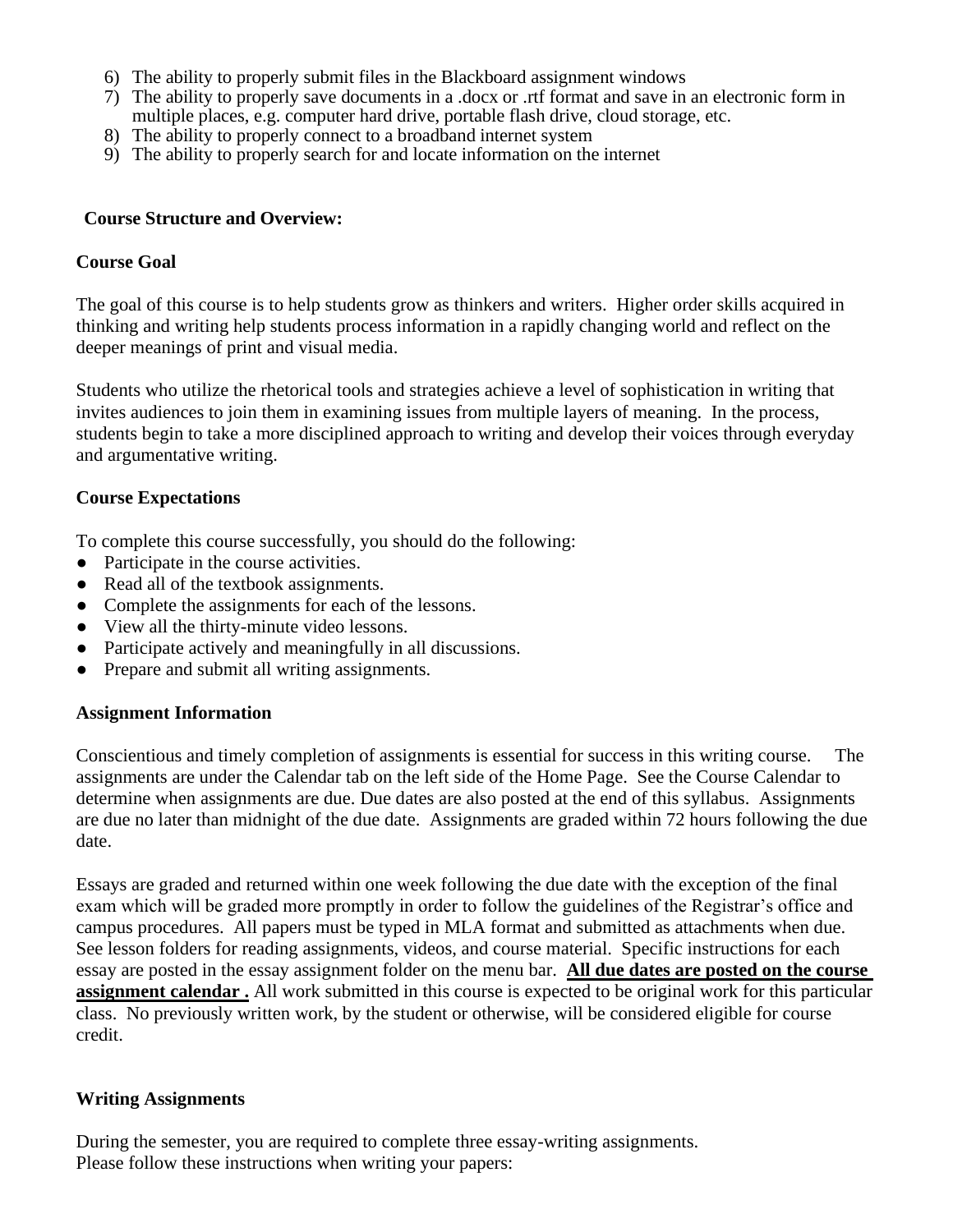6) The ability to properly submit files in the Blackboard assignment windows
7) The ability to properly save documents in a .docx or .rtf format and save in an electronic form in multiple places, e.g. computer hard drive, portable flash drive, cloud storage, etc.
8) The ability to properly connect to a broadband internet system
9) The ability to properly search for and locate information on the internet

## Course Structure and Overview:

### Course Goal

The goal of this course is to help students grow as thinkers and writers. Higher order skills acquired in thinking and writing help students process information in a rapidly changing world and reflect on the deeper meanings of print and visual media.

Students who utilize the rhetorical tools and strategies achieve a level of sophistication in writing that invites audiences to join them in examining issues from multiple layers of meaning. In the process, students begin to take a more disciplined approach to writing and develop their voices through everyday and argumentative writing.

### Course Expectations

To complete this course successfully, you should do the following:

- Participate in the course activities.
- Read all of the textbook assignments.
- Complete the assignments for each of the lessons.
- View all the thirty-minute video lessons.
- Participate actively and meaningfully in all discussions.
- Prepare and submit all writing assignments.

### Assignment Information

Conscientious and timely completion of assignments is essential for success in this writing course. The assignments are under the Calendar tab on the left side of the Home Page. See the Course Calendar to determine when assignments are due. Due dates are also posted at the end of this syllabus. Assignments are due no later than midnight of the due date. Assignments are graded within 72 hours following the due date.

Essays are graded and returned within one week following the due date with the exception of the final exam which will be graded more promptly in order to follow the guidelines of the Registrar's office and campus procedures. All papers must be typed in MLA format and submitted as attachments when due. See lesson folders for reading assignments, videos, and course material. Specific instructions for each essay are posted in the essay assignment folder on the menu bar. **<u>All due dates are posted on the course assignment calendar .</u>** All work submitted in this course is expected to be original work for this particular class. No previously written work, by the student or otherwise, will be considered eligible for course credit.

### Writing Assignments

During the semester, you are required to complete three essay-writing assignments.
Please follow these instructions when writing your papers: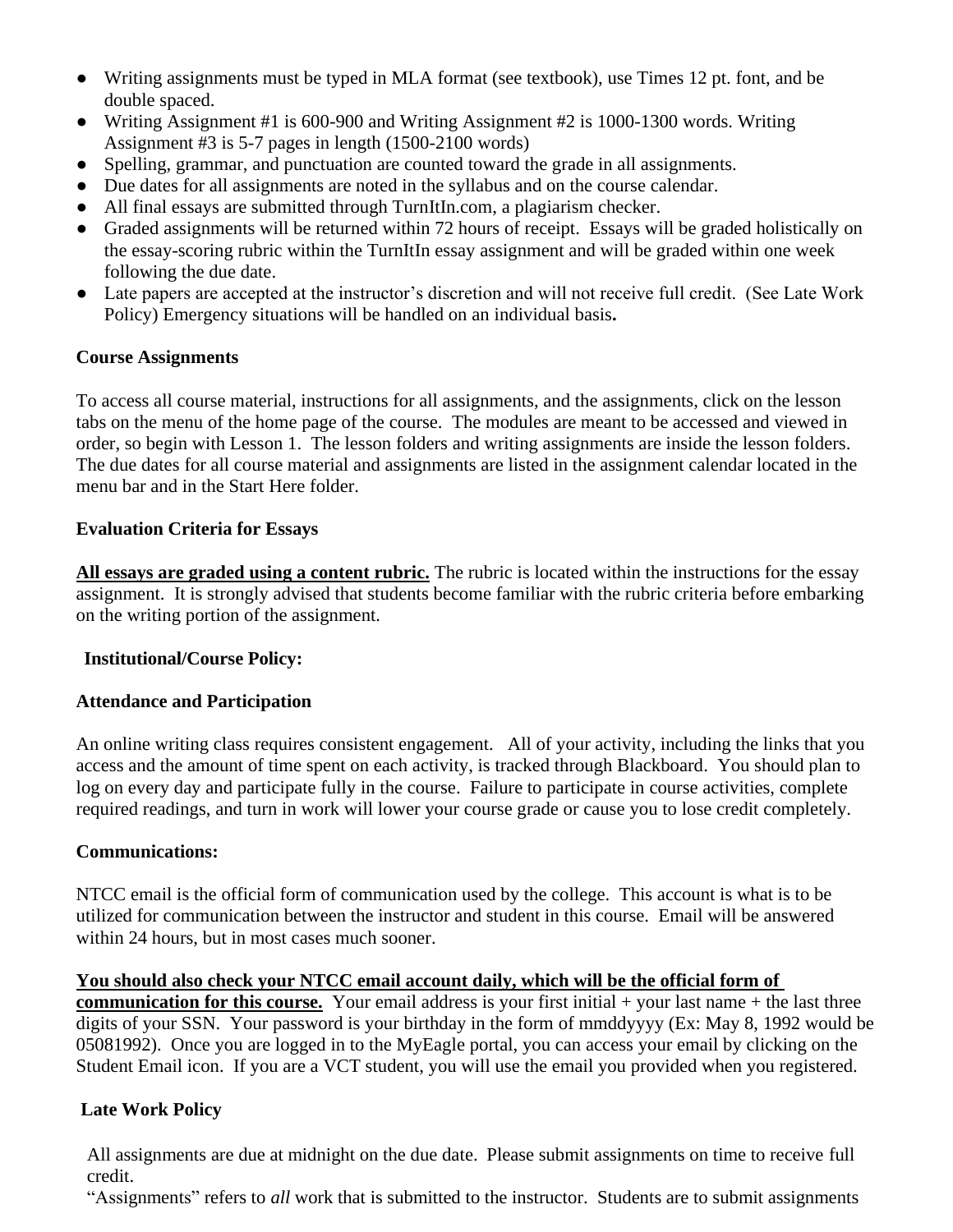- Writing assignments must be typed in MLA format (see textbook), use Times 12 pt. font, and be double spaced.
- Writing Assignment #1 is 600-900 and Writing Assignment #2 is 1000-1300 words. Writing Assignment #3 is 5-7 pages in length (1500-2100 words)
- Spelling, grammar, and punctuation are counted toward the grade in all assignments.
- Due dates for all assignments are noted in the syllabus and on the course calendar.
- All final essays are submitted through TurnItIn.com, a plagiarism checker.
- Graded assignments will be returned within 72 hours of receipt. Essays will be graded holistically on the essay-scoring rubric within the TurnItIn essay assignment and will be graded within one week following the due date.
- Late papers are accepted at the instructor's discretion and will not receive full credit. (See Late Work Policy) Emergency situations will be handled on an individual basis**.**

**Course Assignments**

To access all course material, instructions for all assignments, and the assignments, click on the lesson tabs on the menu of the home page of the course. The modules are meant to be accessed and viewed in order, so begin with Lesson 1. The lesson folders and writing assignments are inside the lesson folders. The due dates for all course material and assignments are listed in the assignment calendar located in the menu bar and in the Start Here folder.

**Evaluation Criteria for Essays**

<u>**All essays are graded using a content rubric.**</u> The rubric is located within the instructions for the essay assignment. It is strongly advised that students become familiar with the rubric criteria before embarking on the writing portion of the assignment.

**Institutional/Course Policy:**

**Attendance and Participation**

An online writing class requires consistent engagement. All of your activity, including the links that you access and the amount of time spent on each activity, is tracked through Blackboard. You should plan to log on every day and participate fully in the course. Failure to participate in course activities, complete required readings, and turn in work will lower your course grade or cause you to lose credit completely.

**Communications:**

NTCC email is the official form of communication used by the college. This account is what is to be utilized for communication between the instructor and student in this course. Email will be answered within 24 hours, but in most cases much sooner.

<u>**You should also check your NTCC email account daily, which will be the official form of communication for this course.**</u> Your email address is your first initial + your last name + the last three digits of your SSN. Your password is your birthday in the form of mmddyyyy (Ex: May 8, 1992 would be 05081992). Once you are logged in to the MyEagle portal, you can access your email by clicking on the Student Email icon. If you are a VCT student, you will use the email you provided when you registered.

**Late Work Policy**

All assignments are due at midnight on the due date. Please submit assignments on time to receive full credit.

"Assignments" refers to *all* work that is submitted to the instructor. Students are to submit assignments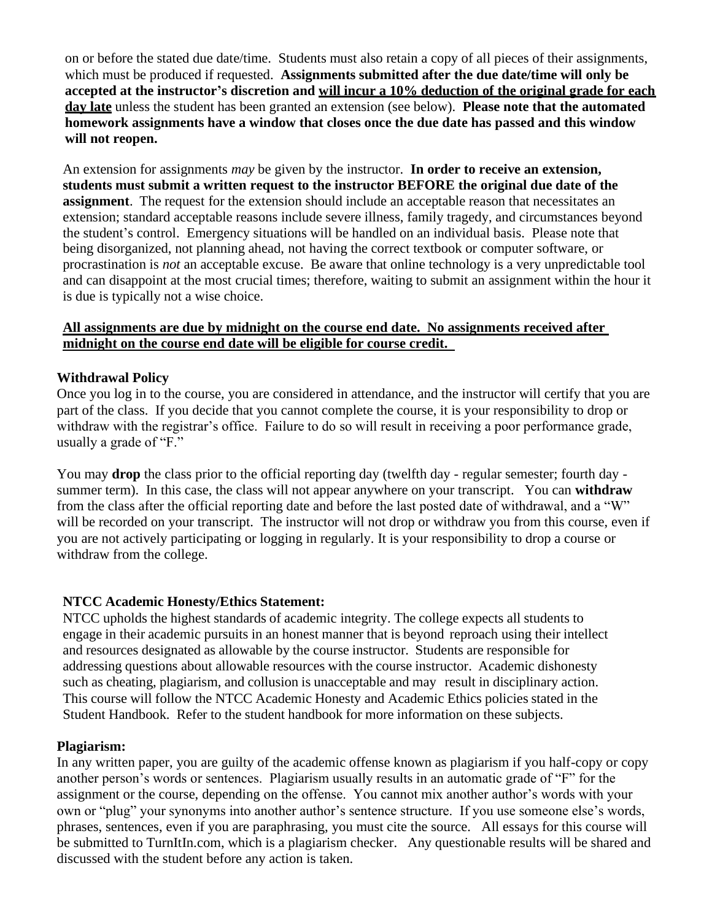on or before the stated due date/time. Students must also retain a copy of all pieces of their assignments, which must be produced if requested. **Assignments submitted after the due date/time will only be accepted at the instructor's discretion and <u>will incur a 10% deduction of the original grade for each day late</u>** unless the student has been granted an extension (see below). **Please note that the automated homework assignments have a window that closes once the due date has passed and this window will not reopen.**

An extension for assignments *may* be given by the instructor. **In order to receive an extension, students must submit a written request to the instructor BEFORE the original due date of the assignment**. The request for the extension should include an acceptable reason that necessitates an extension; standard acceptable reasons include severe illness, family tragedy, and circumstances beyond the student's control. Emergency situations will be handled on an individual basis. Please note that being disorganized, not planning ahead, not having the correct textbook or computer software, or procrastination is *not* an acceptable excuse. Be aware that online technology is a very unpredictable tool and can disappoint at the most crucial times; therefore, waiting to submit an assignment within the hour it is due is typically not a wise choice.

<u>**All assignments are due by midnight on the course end date. No assignments received after midnight on the course end date will be eligible for course credit.**</u>

**Withdrawal Policy**

Once you log in to the course, you are considered in attendance, and the instructor will certify that you are part of the class. If you decide that you cannot complete the course, it is your responsibility to drop or withdraw with the registrar's office. Failure to do so will result in receiving a poor performance grade, usually a grade of "F."

You may **drop** the class prior to the official reporting day (twelfth day - regular semester; fourth day - summer term). In this case, the class will not appear anywhere on your transcript. You can **withdraw** from the class after the official reporting date and before the last posted date of withdrawal, and a "W" will be recorded on your transcript. The instructor will not drop or withdraw you from this course, even if you are not actively participating or logging in regularly. It is your responsibility to drop a course or withdraw from the college.

**NTCC Academic Honesty/Ethics Statement:**

NTCC upholds the highest standards of academic integrity. The college expects all students to engage in their academic pursuits in an honest manner that is beyond reproach using their intellect and resources designated as allowable by the course instructor. Students are responsible for addressing questions about allowable resources with the course instructor. Academic dishonesty such as cheating, plagiarism, and collusion is unacceptable and may result in disciplinary action. This course will follow the NTCC Academic Honesty and Academic Ethics policies stated in the Student Handbook. Refer to the student handbook for more information on these subjects.

**Plagiarism:**

In any written paper, you are guilty of the academic offense known as plagiarism if you half-copy or copy another person's words or sentences. Plagiarism usually results in an automatic grade of "F" for the assignment or the course, depending on the offense. You cannot mix another author's words with your own or "plug" your synonyms into another author's sentence structure. If you use someone else's words, phrases, sentences, even if you are paraphrasing, you must cite the source. All essays for this course will be submitted to TurnItIn.com, which is a plagiarism checker. Any questionable results will be shared and discussed with the student before any action is taken.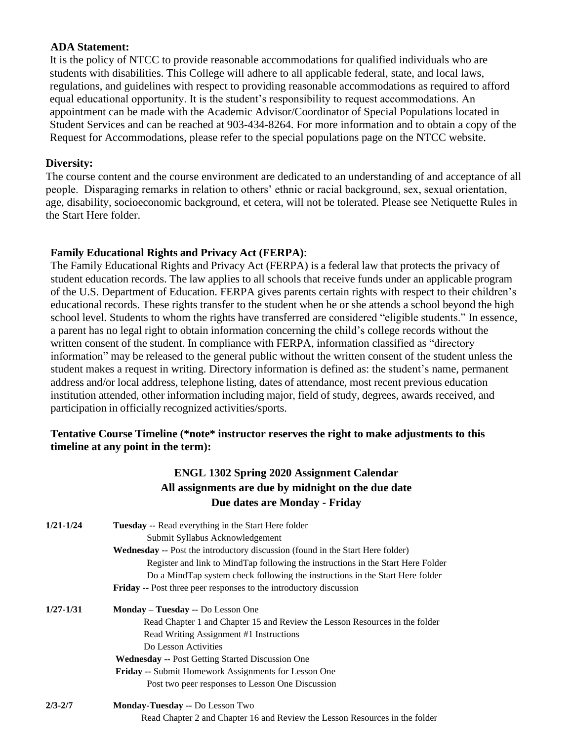**ADA Statement:**

It is the policy of NTCC to provide reasonable accommodations for qualified individuals who are students with disabilities. This College will adhere to all applicable federal, state, and local laws, regulations, and guidelines with respect to providing reasonable accommodations as required to afford equal educational opportunity. It is the student's responsibility to request accommodations. An appointment can be made with the Academic Advisor/Coordinator of Special Populations located in Student Services and can be reached at 903-434-8264. For more information and to obtain a copy of the Request for Accommodations, please refer to the special populations page on the NTCC website.

**Diversity:**

The course content and the course environment are dedicated to an understanding of and acceptance of all people. Disparaging remarks in relation to others' ethnic or racial background, sex, sexual orientation, age, disability, socioeconomic background, et cetera, will not be tolerated. Please see Netiquette Rules in the Start Here folder.

**Family Educational Rights and Privacy Act (FERPA)**:

The Family Educational Rights and Privacy Act (FERPA) is a federal law that protects the privacy of student education records. The law applies to all schools that receive funds under an applicable program of the U.S. Department of Education. FERPA gives parents certain rights with respect to their children's educational records. These rights transfer to the student when he or she attends a school beyond the high school level. Students to whom the rights have transferred are considered "eligible students." In essence, a parent has no legal right to obtain information concerning the child's college records without the written consent of the student. In compliance with FERPA, information classified as "directory information" may be released to the general public without the written consent of the student unless the student makes a request in writing. Directory information is defined as: the student's name, permanent address and/or local address, telephone listing, dates of attendance, most recent previous education institution attended, other information including major, field of study, degrees, awards received, and participation in officially recognized activities/sports.

**Tentative Course Timeline (\*note\* instructor reserves the right to make adjustments to this timeline at any point in the term):**

**ENGL 1302 Spring 2020 Assignment Calendar**
**All assignments are due by midnight on the due date**
**Due dates are Monday - Friday**

**1/21-1/24**

**Tuesday** -- Read everything in the Start Here folder
Submit Syllabus Acknowledgement
**Wednesday** -- Post the introductory discussion (found in the Start Here folder)
Register and link to MindTap following the instructions in the Start Here Folder
Do a MindTap system check following the instructions in the Start Here folder
**Friday** -- Post three peer responses to the introductory discussion

**1/27-1/31**

**Monday – Tuesday** -- Do Lesson One
Read Chapter 1 and Chapter 15 and Review the Lesson Resources in the folder
Read Writing Assignment #1 Instructions
Do Lesson Activities
**Wednesday** -- Post Getting Started Discussion One
**Friday** -- Submit Homework Assignments for Lesson One
Post two peer responses to Lesson One Discussion

**2/3-2/7**

**Monday-Tuesday** -- Do Lesson Two
Read Chapter 2 and Chapter 16 and Review the Lesson Resources in the folder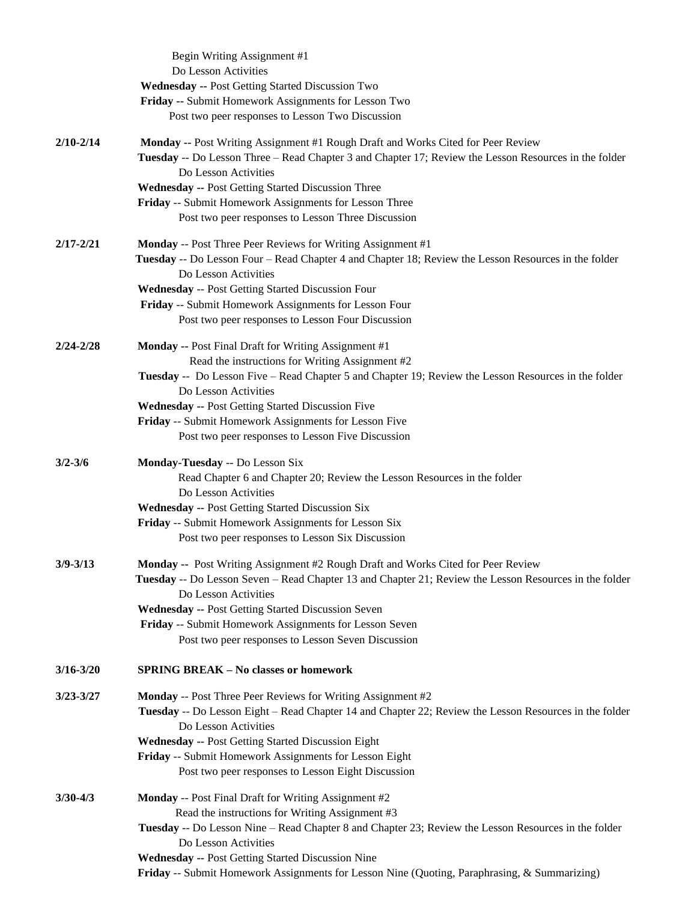Begin Writing Assignment #1
Do Lesson Activities
**Wednesday --** Post Getting Started Discussion Two
**Friday --** Submit Homework Assignments for Lesson Two
Post two peer responses to Lesson Two Discussion

**2/10-2/14**

**Monday --** Post Writing Assignment #1 Rough Draft and Works Cited for Peer Review
**Tuesday** -- Do Lesson Three – Read Chapter 3 and Chapter 17; Review the Lesson Resources in the folder
Do Lesson Activities
**Wednesday --** Post Getting Started Discussion Three
**Friday** -- Submit Homework Assignments for Lesson Three
Post two peer responses to Lesson Three Discussion

**2/17-2/21**

**Monday** -- Post Three Peer Reviews for Writing Assignment #1
**Tuesday** -- Do Lesson Four – Read Chapter 4 and Chapter 18; Review the Lesson Resources in the folder
Do Lesson Activities
**Wednesday** -- Post Getting Started Discussion Four
**Friday** -- Submit Homework Assignments for Lesson Four
Post two peer responses to Lesson Four Discussion

**2/24-2/28**

**Monday --** Post Final Draft for Writing Assignment #1
Read the instructions for Writing Assignment #2
**Tuesday** -- Do Lesson Five – Read Chapter 5 and Chapter 19; Review the Lesson Resources in the folder
Do Lesson Activities
**Wednesday --** Post Getting Started Discussion Five
**Friday** -- Submit Homework Assignments for Lesson Five
Post two peer responses to Lesson Five Discussion

**3/2-3/6**

**Monday-Tuesday** -- Do Lesson Six
Read Chapter 6 and Chapter 20; Review the Lesson Resources in the folder
Do Lesson Activities
**Wednesday --** Post Getting Started Discussion Six
**Friday** -- Submit Homework Assignments for Lesson Six
Post two peer responses to Lesson Six Discussion

**3/9-3/13**

**Monday --** Post Writing Assignment #2 Rough Draft and Works Cited for Peer Review
**Tuesday** -- Do Lesson Seven – Read Chapter 13 and Chapter 21; Review the Lesson Resources in the folder
Do Lesson Activities
**Wednesday --** Post Getting Started Discussion Seven
**Friday** -- Submit Homework Assignments for Lesson Seven
Post two peer responses to Lesson Seven Discussion

**3/16-3/20**

**SPRING BREAK – No classes or homework**

**3/23-3/27**

**Monday** -- Post Three Peer Reviews for Writing Assignment #2
**Tuesday** -- Do Lesson Eight – Read Chapter 14 and Chapter 22; Review the Lesson Resources in the folder
Do Lesson Activities
**Wednesday --** Post Getting Started Discussion Eight
**Friday** -- Submit Homework Assignments for Lesson Eight
Post two peer responses to Lesson Eight Discussion

**3/30-4/3**

**Monday** -- Post Final Draft for Writing Assignment #2
Read the instructions for Writing Assignment #3
**Tuesday** -- Do Lesson Nine – Read Chapter 8 and Chapter 23; Review the Lesson Resources in the folder
Do Lesson Activities
**Wednesday --** Post Getting Started Discussion Nine
**Friday** -- Submit Homework Assignments for Lesson Nine (Quoting, Paraphrasing, & Summarizing)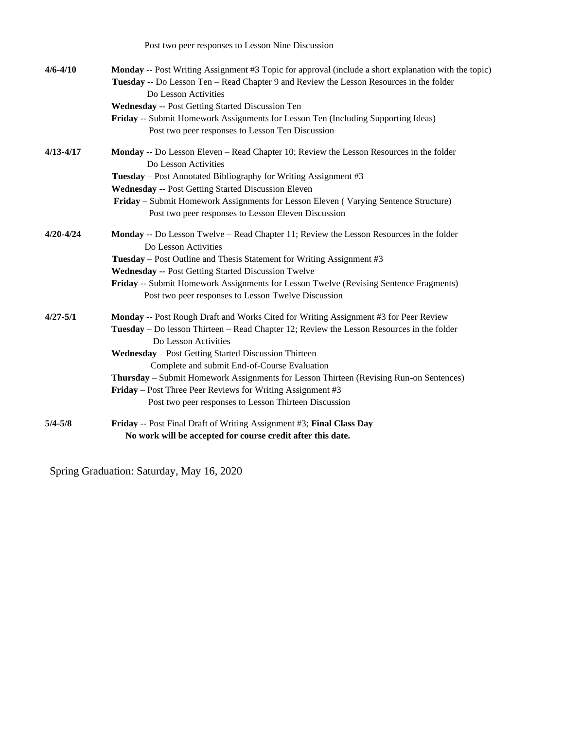Post two peer responses to Lesson Nine Discussion

| | |
|---|---|
| **4/6-4/10** | **Monday** -- Post Writing Assignment #3 Topic for approval (include a short explanation with the topic)<br>**Tuesday** -- Do Lesson Ten – Read Chapter 9 and Review the Lesson Resources in the folder<br>Do Lesson Activities<br>**Wednesday --** Post Getting Started Discussion Ten<br>**Friday** -- Submit Homework Assignments for Lesson Ten (Including Supporting Ideas)<br>Post two peer responses to Lesson Ten Discussion |
| **4/13-4/17** | **Monday** -- Do Lesson Eleven – Read Chapter 10; Review the Lesson Resources in the folder<br>Do Lesson Activities<br>**Tuesday** – Post Annotated Bibliography for Writing Assignment #3<br>**Wednesday --** Post Getting Started Discussion Eleven<br>**Friday** – Submit Homework Assignments for Lesson Eleven ( Varying Sentence Structure)<br>Post two peer responses to Lesson Eleven Discussion |
| **4/20-4/24** | **Monday** -- Do Lesson Twelve – Read Chapter 11; Review the Lesson Resources in the folder<br>Do Lesson Activities<br>**Tuesday** – Post Outline and Thesis Statement for Writing Assignment #3<br>**Wednesday --** Post Getting Started Discussion Twelve<br>**Friday** -- Submit Homework Assignments for Lesson Twelve (Revising Sentence Fragments)<br>Post two peer responses to Lesson Twelve Discussion |
| **4/27-5/1** | **Monday** -- Post Rough Draft and Works Cited for Writing Assignment #3 for Peer Review<br>**Tuesday** – Do lesson Thirteen – Read Chapter 12; Review the Lesson Resources in the folder<br>Do Lesson Activities<br>**Wednesday** – Post Getting Started Discussion Thirteen<br>Complete and submit End-of-Course Evaluation<br>**Thursday** – Submit Homework Assignments for Lesson Thirteen (Revising Run-on Sentences)<br>**Friday** – Post Three Peer Reviews for Writing Assignment #3<br>Post two peer responses to Lesson Thirteen Discussion |
| **5/4-5/8** | **Friday** -- Post Final Draft of Writing Assignment #3; **Final Class Day**<br>**No work will be accepted for course credit after this date.** |

Spring Graduation: Saturday, May 16, 2020